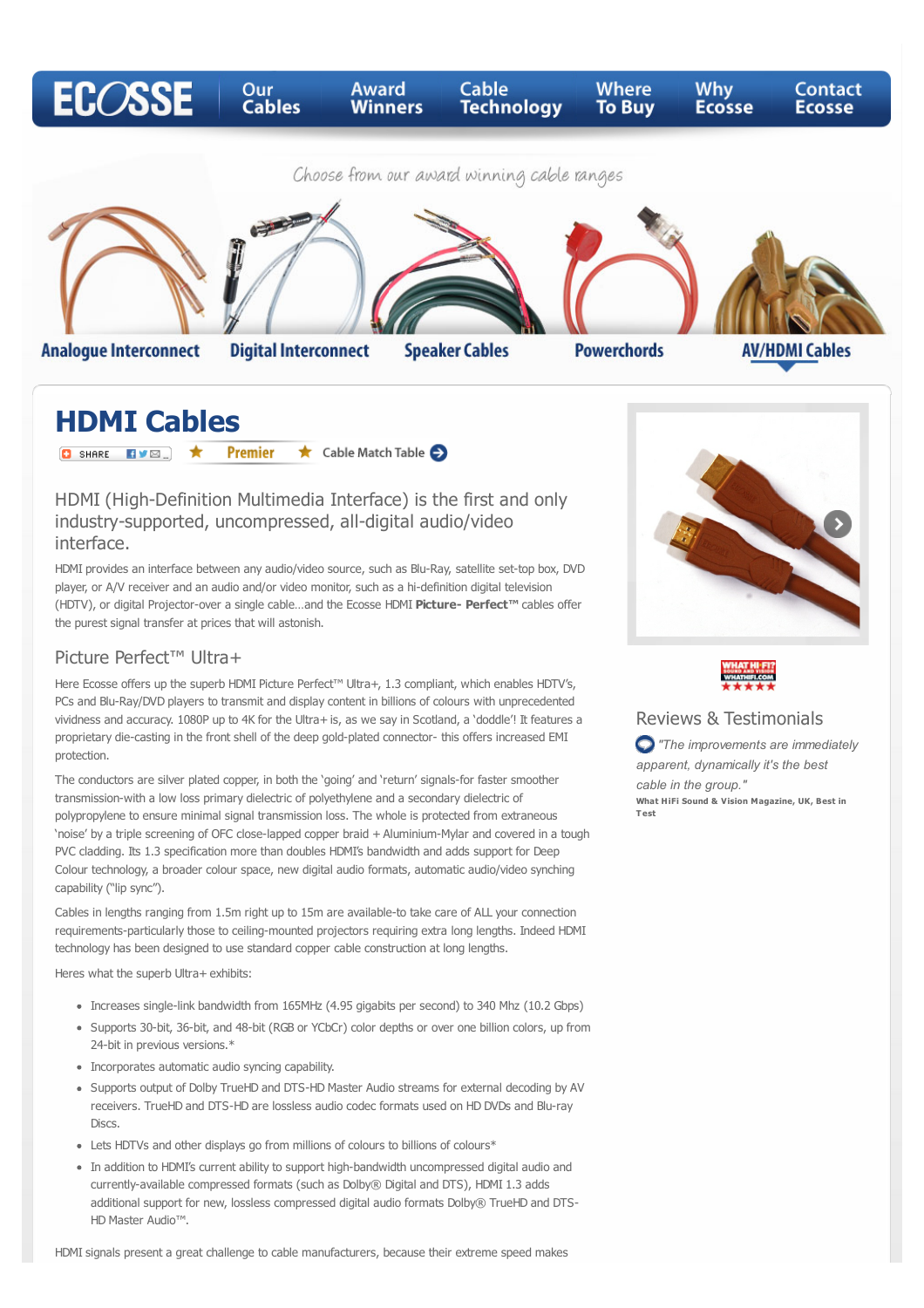ECOSSE | Our Cables | Award Winners | Cable Technology | Where To Buy | Why Ecosse | Contact Ecosse

*Choose from our award winning cable ranges*

Analogue Interconnect | Digital Interconnect | Speaker Cables | Powerchords | AV/HDMI Cables

# HDMI Cables

SHARE ★ Premier ★ Cable Match Table

## HDMI (High-Definition Multimedia Interface) is the first and only industry-supported, uncompressed, all-digital audio/video interface.

HDMI provides an interface between any audio/video source, such as Blu-Ray, satellite set-top box, DVD player, or A/V receiver and an audio and/or video monitor, such as a hi-definition digital television (HDTV), or digital Projector-over a single cable…and the Ecosse HDMI **Picture- Perfect™** cables offer the purest signal transfer at prices that will astonish.

### Picture Perfect™ Ultra+

Here Ecosse offers up the superb HDMI Picture Perfect™ Ultra+, 1.3 compliant, which enables HDTV's, PCs and Blu-Ray/DVD players to transmit and display content in billions of colours with unprecedented vividness and accuracy. 1080P up to 4K for the Ultra+ is, as we say in Scotland, a 'doddle'! It features a proprietary die-casting in the front shell of the deep gold-plated connector- this offers increased EMI protection.

The conductors are silver plated copper, in both the 'going' and 'return' signals-for faster smoother transmission-with a low loss primary dielectric of polyethylene and a secondary dielectric of polypropylene to ensure minimal signal transmission loss. The whole is protected from extraneous 'noise' by a triple screening of OFC close-lapped copper braid + Aluminium-Mylar and covered in a tough PVC cladding. Its 1.3 specification more than doubles HDMI's bandwidth and adds support for Deep Colour technology, a broader colour space, new digital audio formats, automatic audio/video synching capability ("lip sync").

Cables in lengths ranging from 1.5m right up to 15m are available-to take care of ALL your connection requirements-particularly those to ceiling-mounted projectors requiring extra long lengths. Indeed HDMI technology has been designed to use standard copper cable construction at long lengths.

Heres what the superb Ultra+ exhibits:

- Increases single-link bandwidth from 165MHz (4.95 gigabits per second) to 340 Mhz (10.2 Gbps)
- Supports 30-bit, 36-bit, and 48-bit (RGB or YCbCr) color depths or over one billion colors, up from 24-bit in previous versions.*
- Incorporates automatic audio syncing capability.
- Supports output of Dolby TrueHD and DTS-HD Master Audio streams for external decoding by AV receivers. TrueHD and DTS-HD are lossless audio codec formats used on HD DVDs and Blu-ray Discs.
- Lets HDTVs and other displays go from millions of colours to billions of colours*
- In addition to HDMI's current ability to support high-bandwidth uncompressed digital audio and currently-available compressed formats (such as Dolby® Digital and DTS), HDMI 1.3 adds additional support for new, lossless compressed digital audio formats Dolby® TrueHD and DTS-HD Master Audio™.

HDMI signals present a great challenge to cable manufacturers, because their extreme speed makes

WHAT HI-FI? SOUND AND VISION WHATHIFI.COM ★★★★★

### Reviews & Testimonials

*"The improvements are immediately apparent, dynamically it's the best cable in the group."*

**What HiFi Sound & Vision Magazine, UK, Best in Test**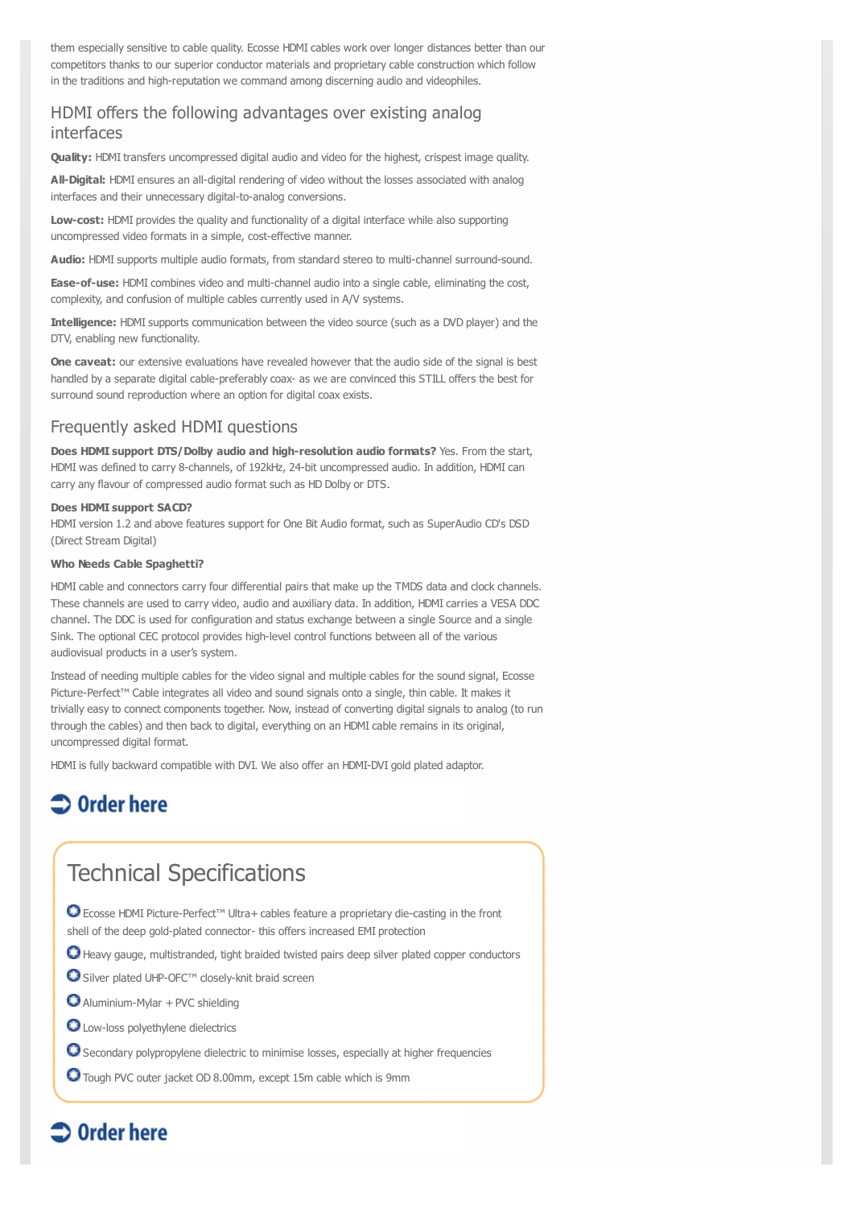them especially sensitive to cable quality. Ecosse HDMI cables work over longer distances better than our competitors thanks to our superior conductor materials and proprietary cable construction which follow in the traditions and high-reputation we command among discerning audio and videophiles.

## HDMI offers the following advantages over existing analog interfaces

**Quality:** HDMI transfers uncompressed digital audio and video for the highest, crispest image quality.

**All-Digital:** HDMI ensures an all-digital rendering of video without the losses associated with analog interfaces and their unnecessary digital-to-analog conversions.

**Low-cost:** HDMI provides the quality and functionality of a digital interface while also supporting uncompressed video formats in a simple, cost-effective manner.

**Audio:** HDMI supports multiple audio formats, from standard stereo to multi-channel surround-sound.

**Ease-of-use:** HDMI combines video and multi-channel audio into a single cable, eliminating the cost, complexity, and confusion of multiple cables currently used in A/V systems.

**Intelligence:** HDMI supports communication between the video source (such as a DVD player) and the DTV, enabling new functionality.

**One caveat:** our extensive evaluations have revealed however that the audio side of the signal is best handled by a separate digital cable-preferably coax- as we are convinced this STILL offers the best for surround sound reproduction where an option for digital coax exists.

## Frequently asked HDMI questions

**Does HDMI support DTS/Dolby audio and high-resolution audio formats?** Yes. From the start, HDMI was defined to carry 8-channels, of 192kHz, 24-bit uncompressed audio. In addition, HDMI can carry any flavour of compressed audio format such as HD Dolby or DTS.

**Does HDMI support SACD?**
HDMI version 1.2 and above features support for One Bit Audio format, such as SuperAudio CD's DSD (Direct Stream Digital)

**Who Needs Cable Spaghetti?**

HDMI cable and connectors carry four differential pairs that make up the TMDS data and clock channels. These channels are used to carry video, audio and auxiliary data. In addition, HDMI carries a VESA DDC channel. The DDC is used for configuration and status exchange between a single Source and a single Sink. The optional CEC protocol provides high-level control functions between all of the various audiovisual products in a user's system.

Instead of needing multiple cables for the video signal and multiple cables for the sound signal, Ecosse Picture-Perfect™ Cable integrates all video and sound signals onto a single, thin cable. It makes it trivially easy to connect components together. Now, instead of converting digital signals to analog (to run through the cables) and then back to digital, everything on an HDMI cable remains in its original, uncompressed digital format.

HDMI is fully backward compatible with DVI. We also offer an HDMI-DVI gold plated adaptor.

**Order here**

## Technical Specifications

- Ecosse HDMI Picture-Perfect™ Ultra+ cables feature a proprietary die-casting in the front shell of the deep gold-plated connector- this offers increased EMI protection
- Heavy gauge, multistranded, tight braided twisted pairs deep silver plated copper conductors
- Silver plated UHP-OFC™ closely-knit braid screen
- Aluminium-Mylar + PVC shielding
- Low-loss polyethylene dielectrics
- Secondary polypropylene dielectric to minimise losses, especially at higher frequencies
- Tough PVC outer jacket OD 8.00mm, except 15m cable which is 9mm

**Order here**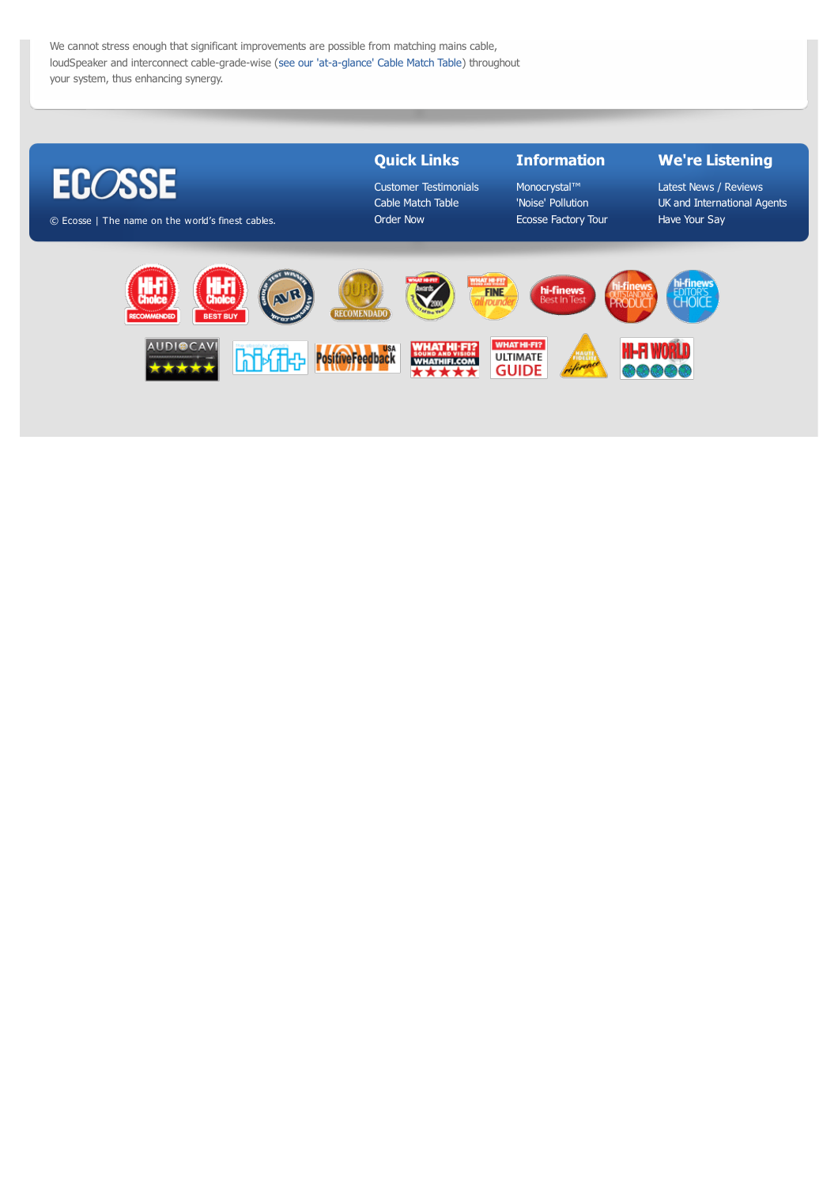We cannot stress enough that significant improvements are possible from matching mains cable, loudSpeaker and interconnect cable-grade-wise (see our 'at-a-glance' Cable Match Table) throughout your system, thus enhancing synergy.

ECOSSE

© Ecosse | The name on the world's finest cables.

### Quick Links

Customer Testimonials
Cable Match Table
Order Now

### Information

Monocrystal™
'Noise' Pollution
Ecosse Factory Tour

### We're Listening

Latest News / Reviews
UK and International Agents
Have Your Say